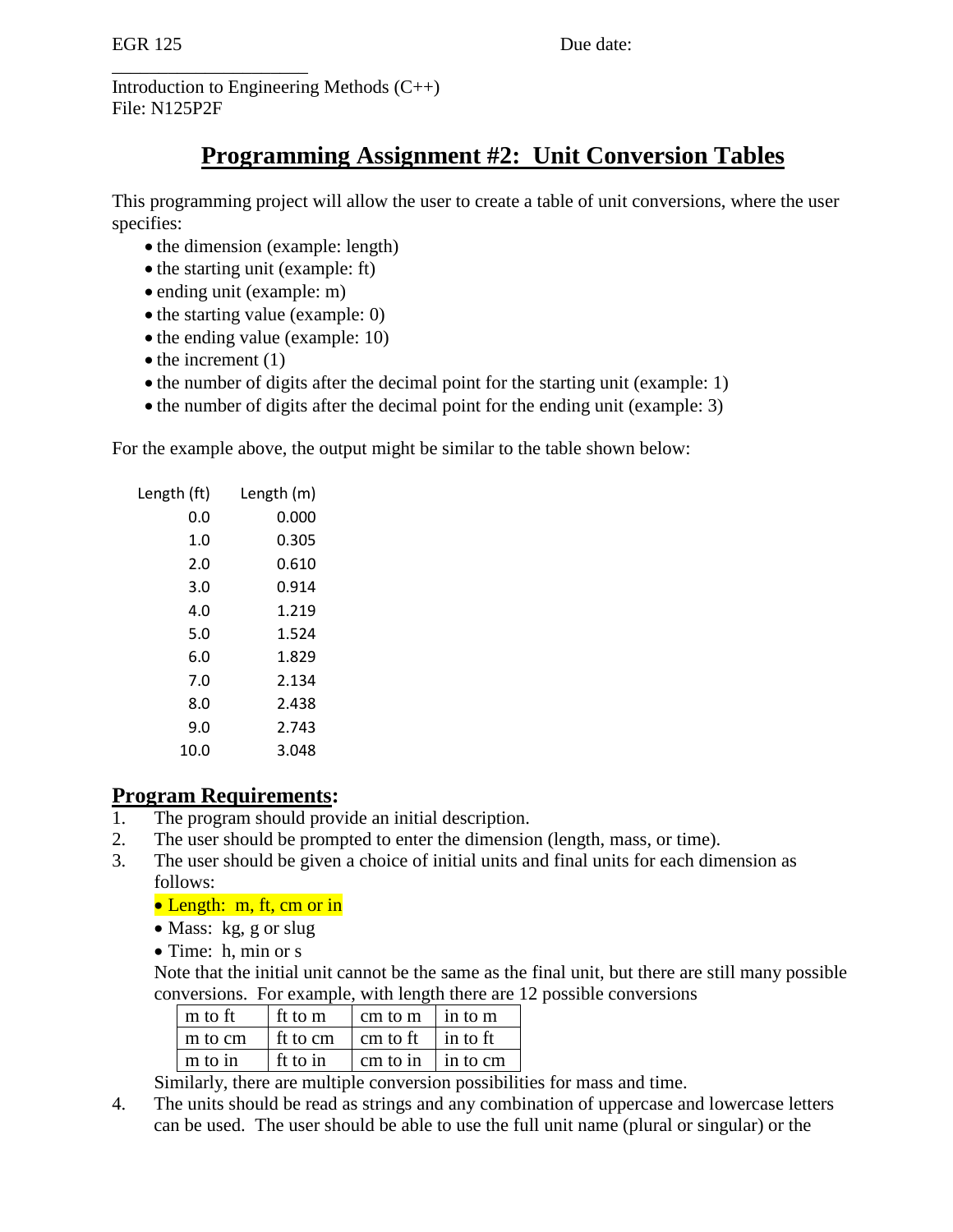EGR 125 Due date: ____________________

Introduction to Engineering Methods (C++)
File: N125P2F

# Programming Assignment #2: Unit Conversion Tables

This programming project will allow the user to create a table of unit conversions, where the user specifies:

- the dimension (example: length)
- the starting unit (example: ft)
- ending unit (example: m)
- the starting value (example: 0)
- the ending value (example: 10)
- the increment (1)
- the number of digits after the decimal point for the starting unit (example: 1)
- the number of digits after the decimal point for the ending unit (example: 3)

For the example above, the output might be similar to the table shown below:

| Length (ft) | Length (m) |
|---:|---:|
| 0.0 | 0.000 |
| 1.0 | 0.305 |
| 2.0 | 0.610 |
| 3.0 | 0.914 |
| 4.0 | 1.219 |
| 5.0 | 1.524 |
| 6.0 | 1.829 |
| 7.0 | 2.134 |
| 8.0 | 2.438 |
| 9.0 | 2.743 |
| 10.0 | 3.048 |

## Program Requirements:

1. The program should provide an initial description.
2. The user should be prompted to enter the dimension (length, mass, or time).
3. The user should be given a choice of initial units and final units for each dimension as follows:
   - Length: m, ft, cm or in
   - Mass: kg, g or slug
   - Time: h, min or s

   Note that the initial unit cannot be the same as the final unit, but there are still many possible conversions. For example, with length there are 12 possible conversions

   | m to ft | ft to m | cm to m | in to m |
   |---|---|---|---|
   | m to cm | ft to cm | cm to ft | in to ft |
   | m to in | ft to in | cm to in | in to cm |

   Similarly, there are multiple conversion possibilities for mass and time.
4. The units should be read as strings and any combination of uppercase and lowercase letters can be used. The user should be able to use the full unit name (plural or singular) or the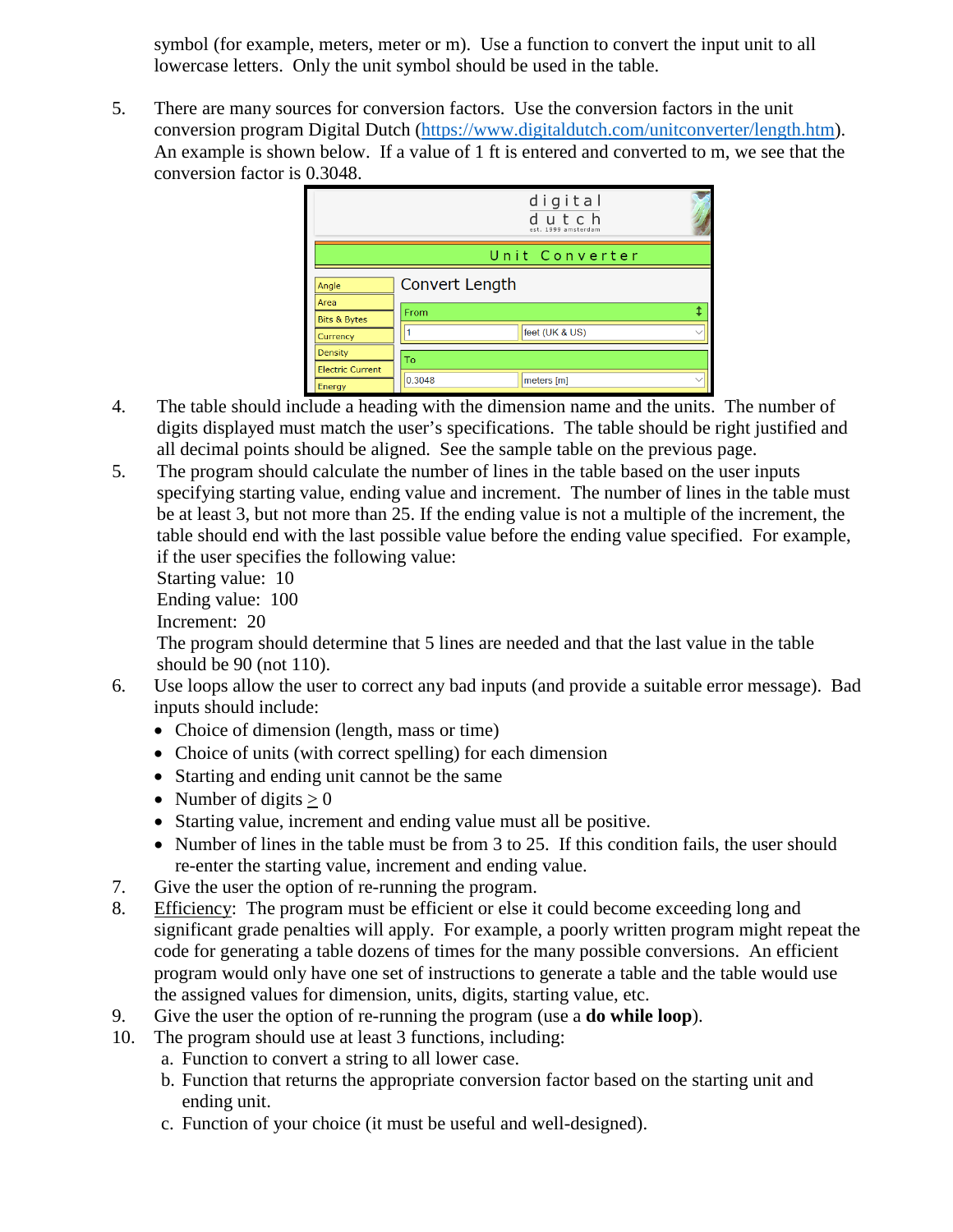symbol (for example, meters, meter or m). Use a function to convert the input unit to all lowercase letters. Only the unit symbol should be used in the table.

5. There are many sources for conversion factors. Use the conversion factors in the unit conversion program Digital Dutch (https://www.digitaldutch.com/unitconverter/length.htm). An example is shown below. If a value of 1 ft is entered and converted to m, we see that the conversion factor is 0.3048.

4. The table should include a heading with the dimension name and the units. The number of digits displayed must match the user's specifications. The table should be right justified and all decimal points should be aligned. See the sample table on the previous page.
5. The program should calculate the number of lines in the table based on the user inputs specifying starting value, ending value and increment. The number of lines in the table must be at least 3, but not more than 25. If the ending value is not a multiple of the increment, the table should end with the last possible value before the ending value specified. For example, if the user specifies the following value:
   Starting value: 10
   Ending value: 100
   Increment: 20
   The program should determine that 5 lines are needed and that the last value in the table should be 90 (not 110).
6. Use loops allow the user to correct any bad inputs (and provide a suitable error message). Bad inputs should include:
   - Choice of dimension (length, mass or time)
   - Choice of units (with correct spelling) for each dimension
   - Starting and ending unit cannot be the same
   - Number of digits $\geq 0$
   - Starting value, increment and ending value must all be positive.
   - Number of lines in the table must be from 3 to 25. If this condition fails, the user should re-enter the starting value, increment and ending value.
7. Give the user the option of re-running the program.
8. Efficiency: The program must be efficient or else it could become exceeding long and significant grade penalties will apply. For example, a poorly written program might repeat the code for generating a table dozens of times for the many possible conversions. An efficient program would only have one set of instructions to generate a table and the table would use the assigned values for dimension, units, digits, starting value, etc.
9. Give the user the option of re-running the program (use a **do while loop**).
10. The program should use at least 3 functions, including:
    a. Function to convert a string to all lower case.
    b. Function that returns the appropriate conversion factor based on the starting unit and ending unit.
    c. Function of your choice (it must be useful and well-designed).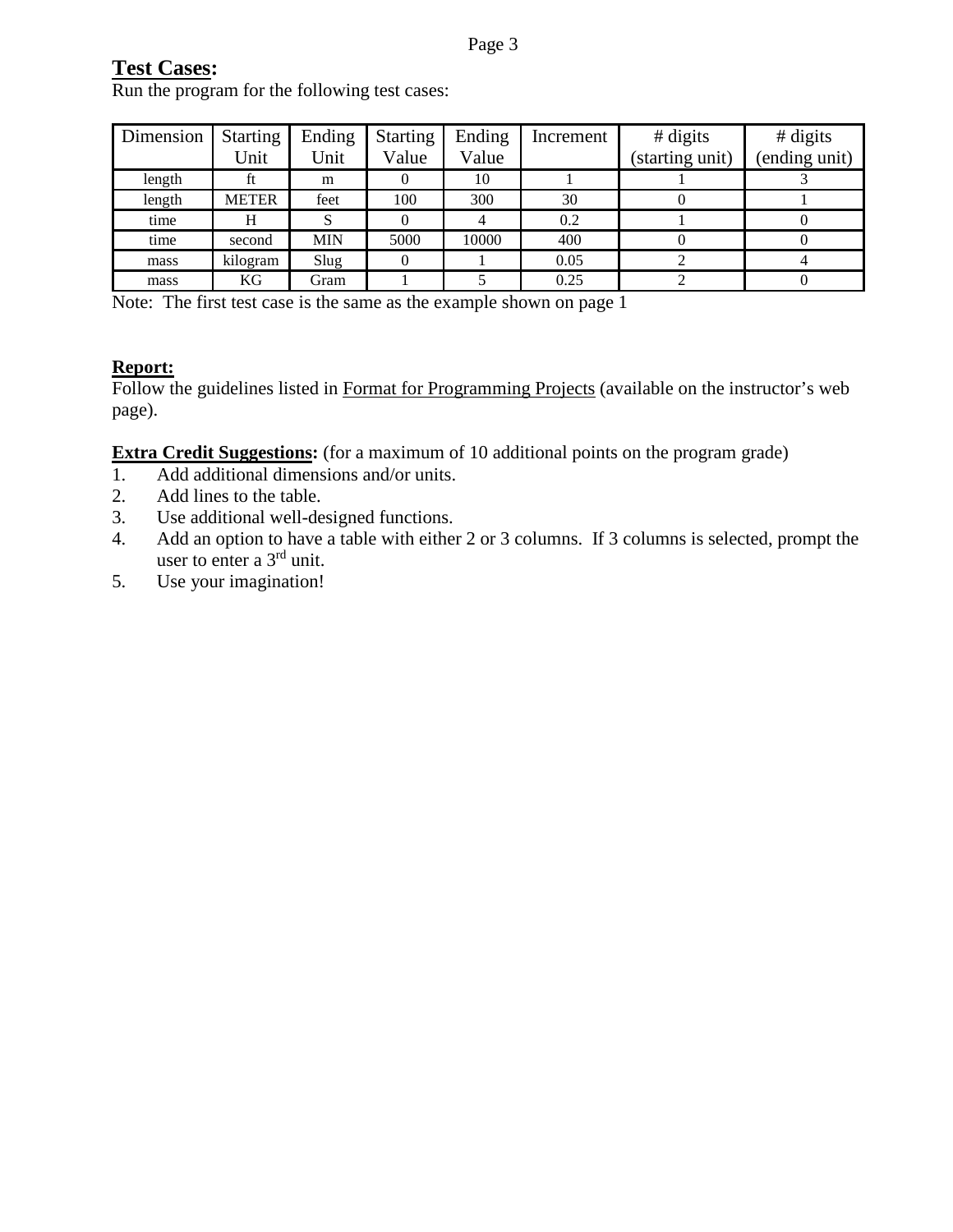## **Test Cases:**

Run the program for the following test cases:

| Dimension | Starting Unit | Ending Unit | Starting Value | Ending Value | Increment | # digits (starting unit) | # digits (ending unit) |
|---|---|---|---|---|---|---|---|
| length | ft | m | 0 | 10 | 1 | 1 | 3 |
| length | METER | feet | 100 | 300 | 30 | 0 | 1 |
| time | H | S | 0 | 4 | 0.2 | 1 | 0 |
| time | second | MIN | 5000 | 10000 | 400 | 0 | 0 |
| mass | kilogram | Slug | 0 | 1 | 0.05 | 2 | 4 |
| mass | KG | Gram | 1 | 5 | 0.25 | 2 | 0 |

Note: The first test case is the same as the example shown on page 1

**Report:**

Follow the guidelines listed in Format for Programming Projects (available on the instructor's web page).

**Extra Credit Suggestions:** (for a maximum of 10 additional points on the program grade)

1. Add additional dimensions and/or units.
2. Add lines to the table.
3. Use additional well-designed functions.
4. Add an option to have a table with either 2 or 3 columns. If 3 columns is selected, prompt the user to enter a 3rd unit.
5. Use your imagination!